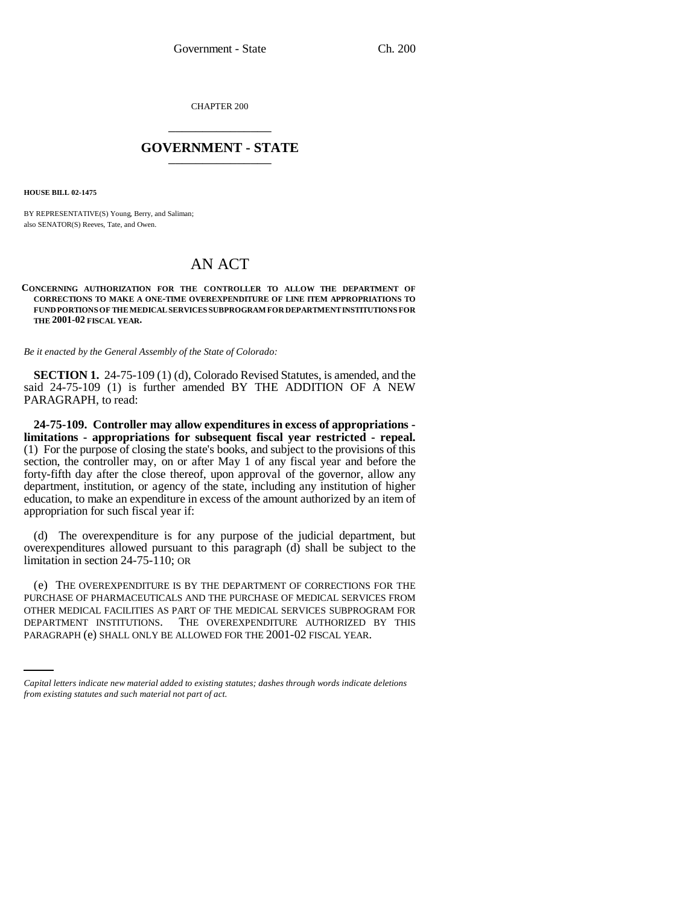CHAPTER 200

# GOVERNMENT - STATE

**HOUSE BILL 02-1475**

BY REPRESENTATIVE(S) Young, Berry, and Saliman;
also SENATOR(S) Reeves, Tate, and Owen.

# AN ACT

**CONCERNING AUTHORIZATION FOR THE CONTROLLER TO ALLOW THE DEPARTMENT OF CORRECTIONS TO MAKE A ONE-TIME OVEREXPENDITURE OF LINE ITEM APPROPRIATIONS TO FUND PORTIONS OF THE MEDICAL SERVICES SUBPROGRAM FOR DEPARTMENT INSTITUTIONS FOR THE 2001-02 FISCAL YEAR.**

*Be it enacted by the General Assembly of the State of Colorado:*

**SECTION 1.** 24-75-109 (1) (d), Colorado Revised Statutes, is amended, and the said 24-75-109 (1) is further amended BY THE ADDITION OF A NEW PARAGRAPH, to read:

**24-75-109. Controller may allow expenditures in excess of appropriations - limitations - appropriations for subsequent fiscal year restricted - repeal.** (1) For the purpose of closing the state's books, and subject to the provisions of this section, the controller may, on or after May 1 of any fiscal year and before the forty-fifth day after the close thereof, upon approval of the governor, allow any department, institution, or agency of the state, including any institution of higher education, to make an expenditure in excess of the amount authorized by an item of appropriation for such fiscal year if:

(d) The overexpenditure is for any purpose of the judicial department, but overexpenditures allowed pursuant to this paragraph (d) shall be subject to the limitation in section 24-75-110; OR

(e) THE OVEREXPENDITURE IS BY THE DEPARTMENT OF CORRECTIONS FOR THE PURCHASE OF PHARMACEUTICALS AND THE PURCHASE OF MEDICAL SERVICES FROM OTHER MEDICAL FACILITIES AS PART OF THE MEDICAL SERVICES SUBPROGRAM FOR DEPARTMENT INSTITUTIONS. THE OVEREXPENDITURE AUTHORIZED BY THIS PARAGRAPH (e) SHALL ONLY BE ALLOWED FOR THE 2001-02 FISCAL YEAR.

*Capital letters indicate new material added to existing statutes; dashes through words indicate deletions from existing statutes and such material not part of act.*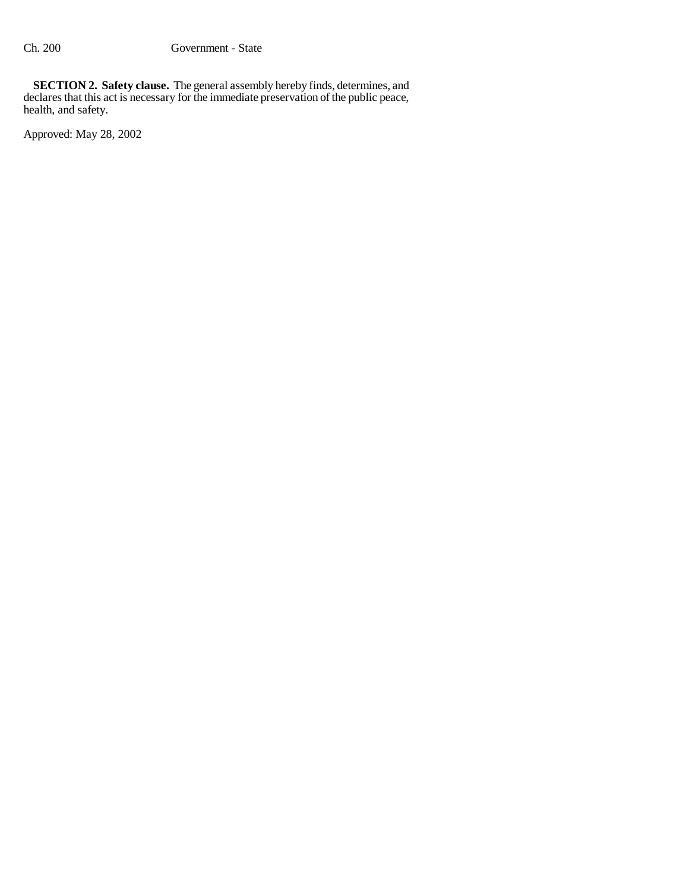**SECTION 2. Safety clause.** The general assembly hereby finds, determines, and declares that this act is necessary for the immediate preservation of the public peace, health, and safety.

Approved: May 28, 2002